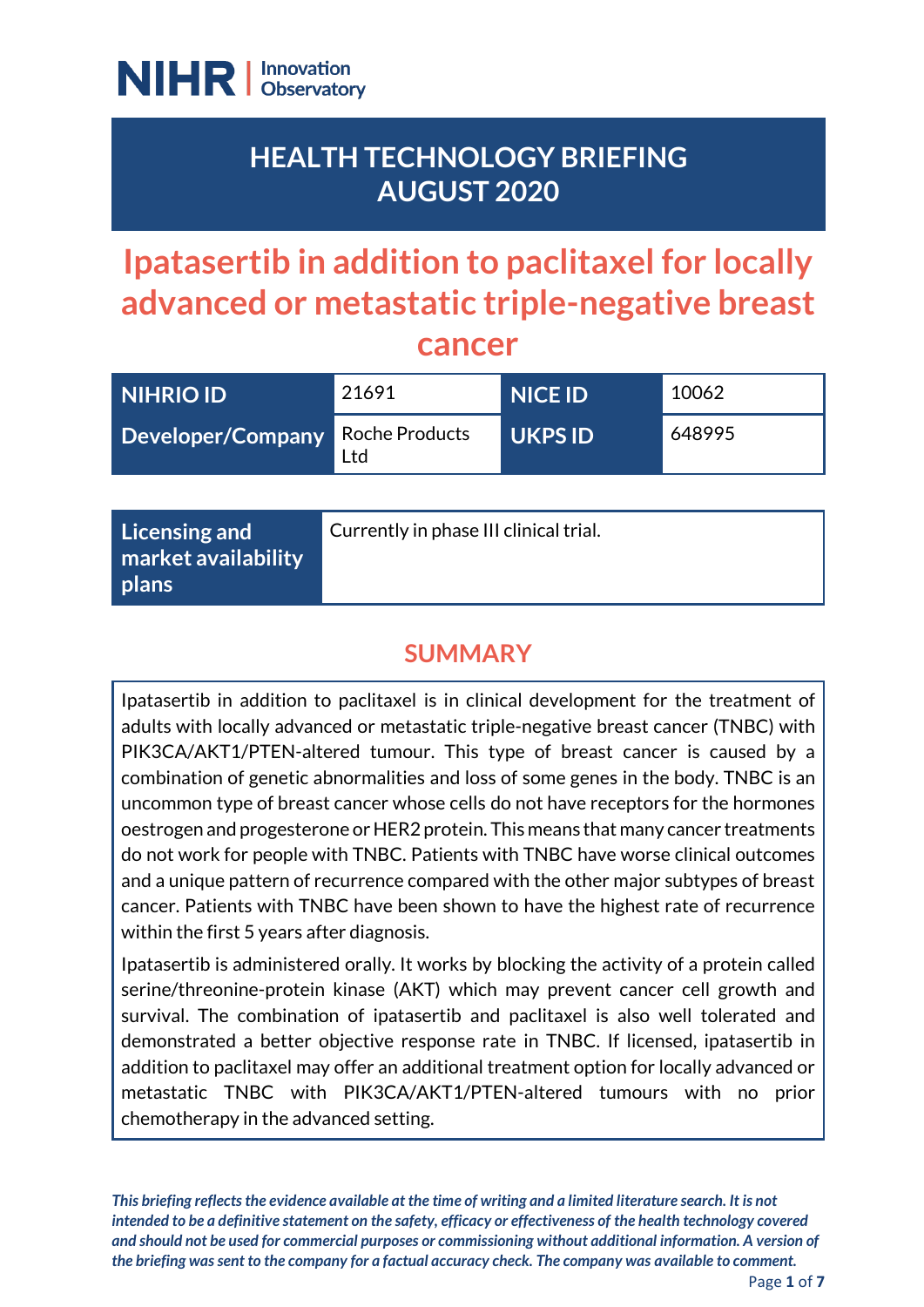NIHR | Innovation Observatory

# HEALTH TECHNOLOGY BRIEFING AUGUST 2020

# Ipatasertib in addition to paclitaxel for locally advanced or metastatic triple-negative breast cancer

| NIHRIO ID | 21691 | NICE ID | 10062 |
|---|---|---|---|
| Developer/Company | Roche Products Ltd | UKPS ID | 648995 |

| Licensing and market availability plans | Currently in phase III clinical trial. |
|---|---|

## SUMMARY

Ipatasertib in addition to paclitaxel is in clinical development for the treatment of adults with locally advanced or metastatic triple-negative breast cancer (TNBC) with PIK3CA/AKT1/PTEN-altered tumour. This type of breast cancer is caused by a combination of genetic abnormalities and loss of some genes in the body. TNBC is an uncommon type of breast cancer whose cells do not have receptors for the hormones oestrogen and progesterone or HER2 protein. This means that many cancer treatments do not work for people with TNBC. Patients with TNBC have worse clinical outcomes and a unique pattern of recurrence compared with the other major subtypes of breast cancer. Patients with TNBC have been shown to have the highest rate of recurrence within the first 5 years after diagnosis.

Ipatasertib is administered orally. It works by blocking the activity of a protein called serine/threonine-protein kinase (AKT) which may prevent cancer cell growth and survival. The combination of ipatasertib and paclitaxel is also well tolerated and demonstrated a better objective response rate in TNBC. If licensed, ipatasertib in addition to paclitaxel may offer an additional treatment option for locally advanced or metastatic TNBC with PIK3CA/AKT1/PTEN-altered tumours with no prior chemotherapy in the advanced setting.

*This briefing reflects the evidence available at the time of writing and a limited literature search. It is not intended to be a definitive statement on the safety, efficacy or effectiveness of the health technology covered and should not be used for commercial purposes or commissioning without additional information. A version of the briefing was sent to the company for a factual accuracy check. The company was available to comment.*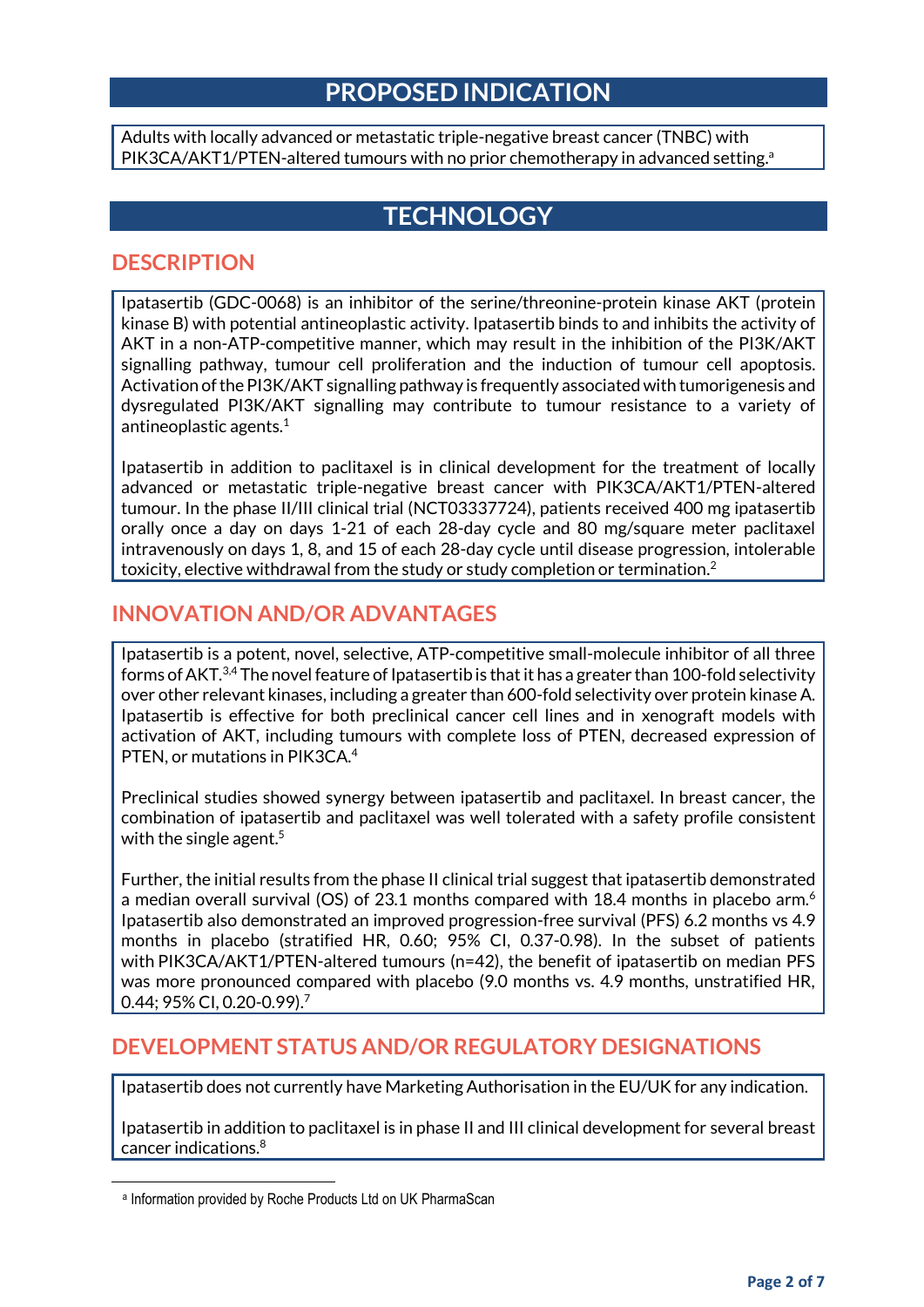## PROPOSED INDICATION

Adults with locally advanced or metastatic triple-negative breast cancer (TNBC) with PIK3CA/AKT1/PTEN-altered tumours with no prior chemotherapy in advanced setting.[a]

## TECHNOLOGY

### DESCRIPTION

Ipatasertib (GDC-0068) is an inhibitor of the serine/threonine-protein kinase AKT (protein kinase B) with potential antineoplastic activity. Ipatasertib binds to and inhibits the activity of AKT in a non-ATP-competitive manner, which may result in the inhibition of the PI3K/AKT signalling pathway, tumour cell proliferation and the induction of tumour cell apoptosis. Activation of the PI3K/AKT signalling pathway is frequently associated with tumorigenesis and dysregulated PI3K/AKT signalling may contribute to tumour resistance to a variety of antineoplastic agents.[1]

Ipatasertib in addition to paclitaxel is in clinical development for the treatment of locally advanced or metastatic triple-negative breast cancer with PIK3CA/AKT1/PTEN-altered tumour. In the phase II/III clinical trial (NCT03337724), patients received 400 mg ipatasertib orally once a day on days 1-21 of each 28-day cycle and 80 mg/square meter paclitaxel intravenously on days 1, 8, and 15 of each 28-day cycle until disease progression, intolerable toxicity, elective withdrawal from the study or study completion or termination.[2]

### INNOVATION AND/OR ADVANTAGES

Ipatasertib is a potent, novel, selective, ATP-competitive small-molecule inhibitor of all three forms of AKT.[3,4] The novel feature of Ipatasertib is that it has a greater than 100-fold selectivity over other relevant kinases, including a greater than 600-fold selectivity over protein kinase A. Ipatasertib is effective for both preclinical cancer cell lines and in xenograft models with activation of AKT, including tumours with complete loss of PTEN, decreased expression of PTEN, or mutations in PIK3CA.[4]

Preclinical studies showed synergy between ipatasertib and paclitaxel. In breast cancer, the combination of ipatasertib and paclitaxel was well tolerated with a safety profile consistent with the single agent.[5]

Further, the initial results from the phase II clinical trial suggest that ipatasertib demonstrated a median overall survival (OS) of 23.1 months compared with 18.4 months in placebo arm.[6] Ipatasertib also demonstrated an improved progression-free survival (PFS) 6.2 months vs 4.9 months in placebo (stratified HR, 0.60; 95% CI, 0.37-0.98). In the subset of patients with PIK3CA/AKT1/PTEN-altered tumours (n=42), the benefit of ipatasertib on median PFS was more pronounced compared with placebo (9.0 months vs. 4.9 months, unstratified HR, 0.44; 95% CI, 0.20-0.99).[7]

### DEVELOPMENT STATUS AND/OR REGULATORY DESIGNATIONS

Ipatasertib does not currently have Marketing Authorisation in the EU/UK for any indication.

Ipatasertib in addition to paclitaxel is in phase II and III clinical development for several breast cancer indications.[8]

---

[a] Information provided by Roche Products Ltd on UK PharmaScan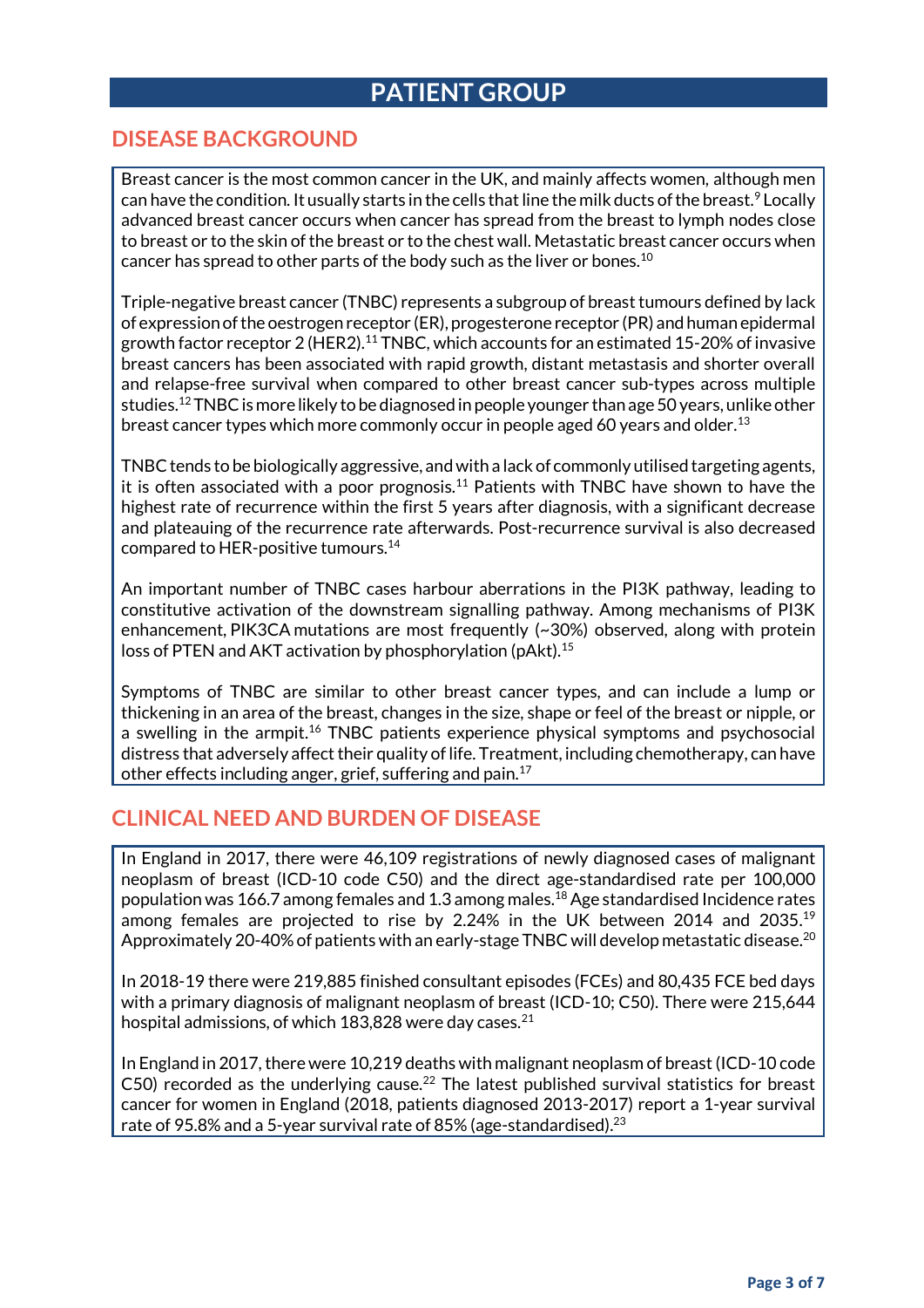# PATIENT GROUP

## DISEASE BACKGROUND

Breast cancer is the most common cancer in the UK, and mainly affects women, although men can have the condition. It usually starts in the cells that line the milk ducts of the breast.[9] Locally advanced breast cancer occurs when cancer has spread from the breast to lymph nodes close to breast or to the skin of the breast or to the chest wall. Metastatic breast cancer occurs when cancer has spread to other parts of the body such as the liver or bones.[10]

Triple-negative breast cancer (TNBC) represents a subgroup of breast tumours defined by lack of expression of the oestrogen receptor (ER), progesterone receptor (PR) and human epidermal growth factor receptor 2 (HER2).[11] TNBC, which accounts for an estimated 15-20% of invasive breast cancers has been associated with rapid growth, distant metastasis and shorter overall and relapse-free survival when compared to other breast cancer sub-types across multiple studies.[12] TNBC is more likely to be diagnosed in people younger than age 50 years, unlike other breast cancer types which more commonly occur in people aged 60 years and older.[13]

TNBC tends to be biologically aggressive, and with a lack of commonly utilised targeting agents, it is often associated with a poor prognosis.[11] Patients with TNBC have shown to have the highest rate of recurrence within the first 5 years after diagnosis, with a significant decrease and plateauing of the recurrence rate afterwards. Post-recurrence survival is also decreased compared to HER-positive tumours.[14]

An important number of TNBC cases harbour aberrations in the PI3K pathway, leading to constitutive activation of the downstream signalling pathway. Among mechanisms of PI3K enhancement, PIK3CA mutations are most frequently (~30%) observed, along with protein loss of PTEN and AKT activation by phosphorylation (pAkt).[15]

Symptoms of TNBC are similar to other breast cancer types, and can include a lump or thickening in an area of the breast, changes in the size, shape or feel of the breast or nipple, or a swelling in the armpit.[16] TNBC patients experience physical symptoms and psychosocial distress that adversely affect their quality of life. Treatment, including chemotherapy, can have other effects including anger, grief, suffering and pain.[17]

## CLINICAL NEED AND BURDEN OF DISEASE

In England in 2017, there were 46,109 registrations of newly diagnosed cases of malignant neoplasm of breast (ICD-10 code C50) and the direct age-standardised rate per 100,000 population was 166.7 among females and 1.3 among males.[18] Age standardised Incidence rates among females are projected to rise by 2.24% in the UK between 2014 and 2035.[19] Approximately 20-40% of patients with an early-stage TNBC will develop metastatic disease.[20]

In 2018-19 there were 219,885 finished consultant episodes (FCEs) and 80,435 FCE bed days with a primary diagnosis of malignant neoplasm of breast (ICD-10; C50). There were 215,644 hospital admissions, of which 183,828 were day cases.[21]

In England in 2017, there were 10,219 deaths with malignant neoplasm of breast (ICD-10 code C50) recorded as the underlying cause.[22] The latest published survival statistics for breast cancer for women in England (2018, patients diagnosed 2013-2017) report a 1-year survival rate of 95.8% and a 5-year survival rate of 85% (age-standardised).[23]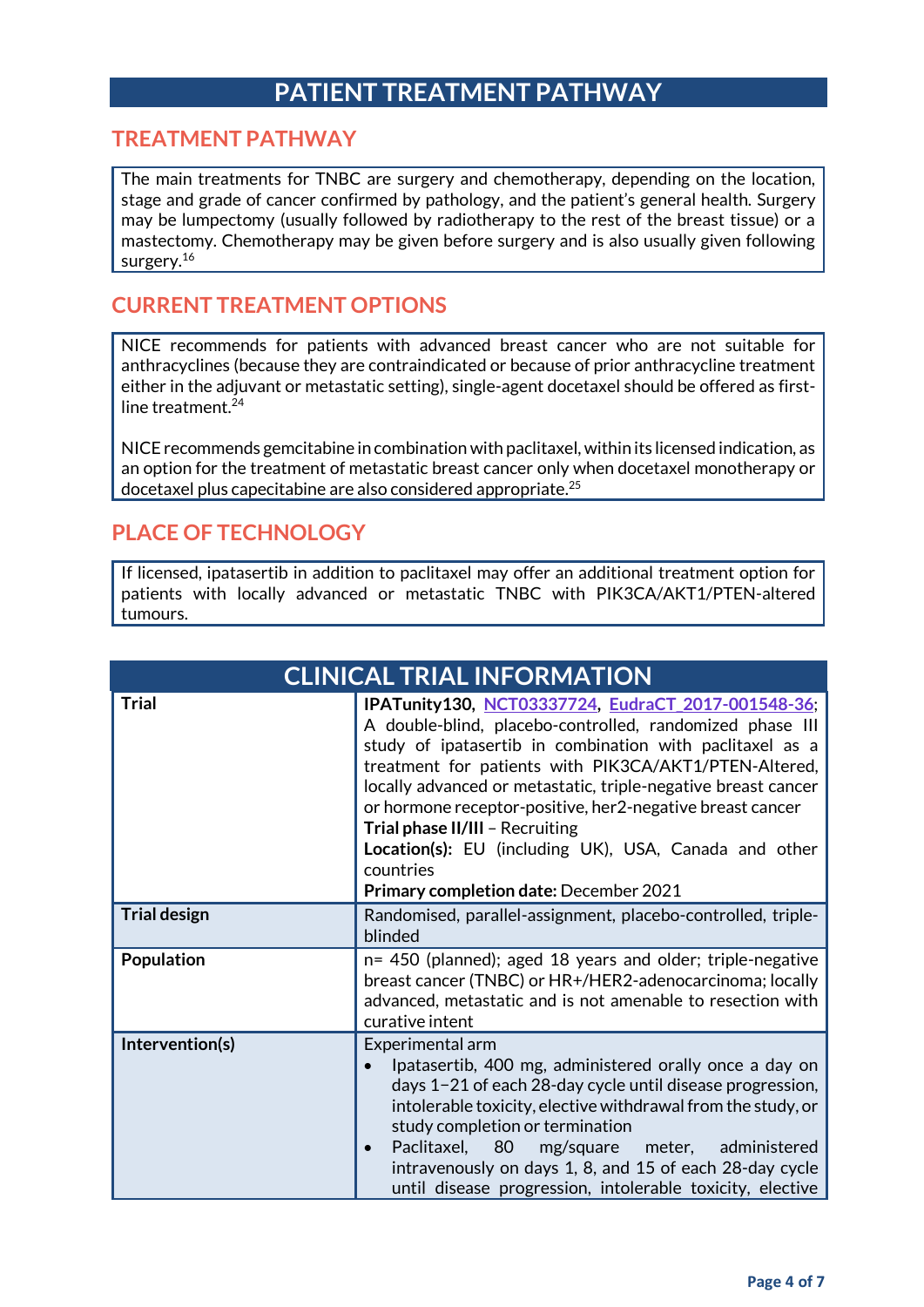# PATIENT TREATMENT PATHWAY

## TREATMENT PATHWAY

The main treatments for TNBC are surgery and chemotherapy, depending on the location, stage and grade of cancer confirmed by pathology, and the patient's general health. Surgery may be lumpectomy (usually followed by radiotherapy to the rest of the breast tissue) or a mastectomy. Chemotherapy may be given before surgery and is also usually given following surgery.[16]

## CURRENT TREATMENT OPTIONS

NICE recommends for patients with advanced breast cancer who are not suitable for anthracyclines (because they are contraindicated or because of prior anthracycline treatment either in the adjuvant or metastatic setting), single-agent docetaxel should be offered as first-line treatment.[24]

NICE recommends gemcitabine in combination with paclitaxel, within its licensed indication, as an option for the treatment of metastatic breast cancer only when docetaxel monotherapy or docetaxel plus capecitabine are also considered appropriate.[25]

## PLACE OF TECHNOLOGY

If licensed, ipatasertib in addition to paclitaxel may offer an additional treatment option for patients with locally advanced or metastatic TNBC with PIK3CA/AKT1/PTEN-altered tumours.

# CLINICAL TRIAL INFORMATION

| | |
|---|---|
| **Trial** | **IPATunity130**, NCT03337724, EudraCT 2017-001548-36; A double-blind, placebo-controlled, randomized phase III study of ipatasertib in combination with paclitaxel as a treatment for patients with PIK3CA/AKT1/PTEN-Altered, locally advanced or metastatic, triple-negative breast cancer or hormone receptor-positive, her2-negative breast cancer<br>**Trial phase II/III** – Recruiting<br>**Location(s):** EU (including UK), USA, Canada and other countries<br>**Primary completion date:** December 2021 |
| **Trial design** | Randomised, parallel-assignment, placebo-controlled, triple-blinded |
| **Population** | n= 450 (planned); aged 18 years and older; triple-negative breast cancer (TNBC) or HR+/HER2-adenocarcinoma; locally advanced, metastatic and is not amenable to resection with curative intent |
| **Intervention(s)** | Experimental arm<br>• Ipatasertib, 400 mg, administered orally once a day on days 1−21 of each 28-day cycle until disease progression, intolerable toxicity, elective withdrawal from the study, or study completion or termination<br>• Paclitaxel, 80 mg/square meter, administered intravenously on days 1, 8, and 15 of each 28-day cycle until disease progression, intolerable toxicity, elective |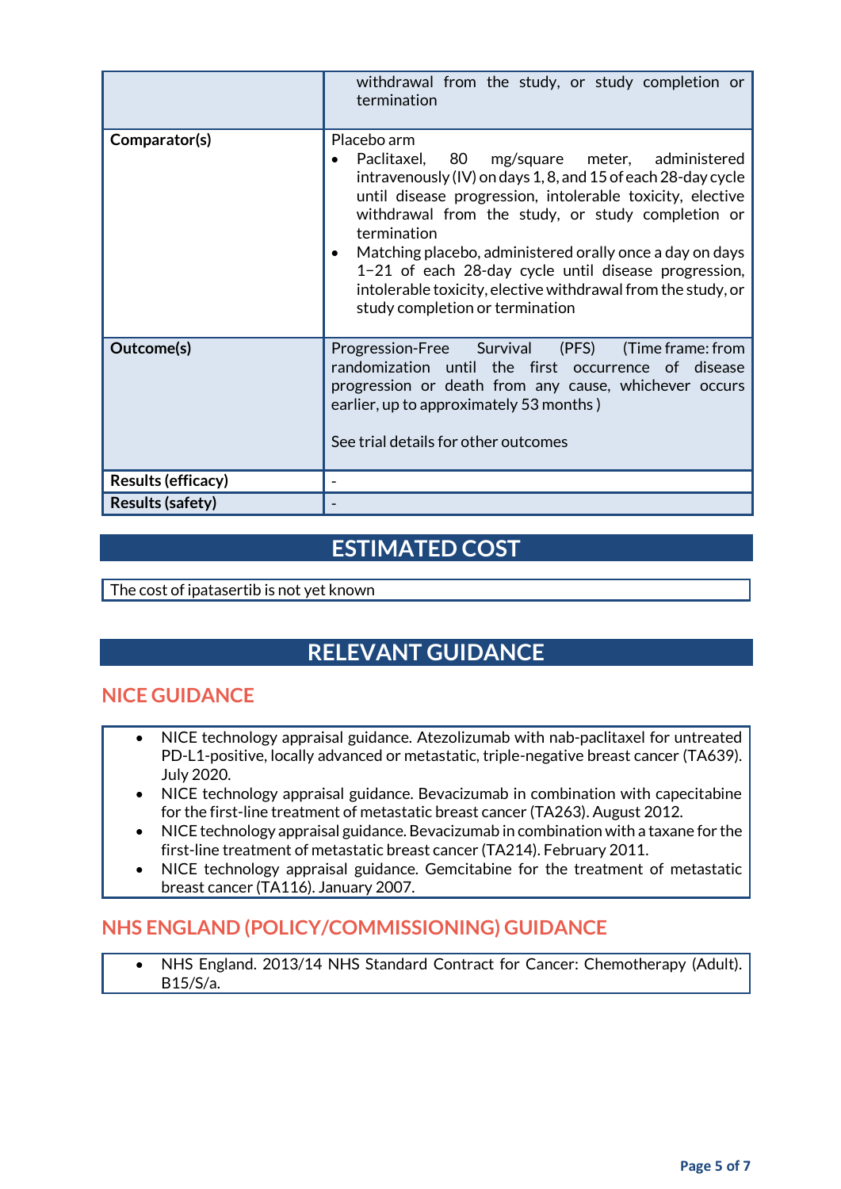| | |
|---|---|
| | withdrawal from the study, or study completion or termination |
| **Comparator(s)** | Placebo arm<br>• Paclitaxel, 80 mg/square meter, administered intravenously (IV) on days 1, 8, and 15 of each 28-day cycle until disease progression, intolerable toxicity, elective withdrawal from the study, or study completion or termination<br>• Matching placebo, administered orally once a day on days 1−21 of each 28-day cycle until disease progression, intolerable toxicity, elective withdrawal from the study, or study completion or termination |
| **Outcome(s)** | Progression-Free Survival (PFS) (Time frame: from randomization until the first occurrence of disease progression or death from any cause, whichever occurs earlier, up to approximately 53 months )<br><br>See trial details for other outcomes |
| **Results (efficacy)** | - |
| **Results (safety)** | - |

## ESTIMATED COST

The cost of ipatasertib is not yet known

## RELEVANT GUIDANCE

### NICE GUIDANCE

- NICE technology appraisal guidance. Atezolizumab with nab-paclitaxel for untreated PD-L1-positive, locally advanced or metastatic, triple-negative breast cancer (TA639). July 2020.
- NICE technology appraisal guidance. Bevacizumab in combination with capecitabine for the first-line treatment of metastatic breast cancer (TA263). August 2012.
- NICE technology appraisal guidance. Bevacizumab in combination with a taxane for the first-line treatment of metastatic breast cancer (TA214). February 2011.
- NICE technology appraisal guidance. Gemcitabine for the treatment of metastatic breast cancer (TA116). January 2007.

### NHS ENGLAND (POLICY/COMMISSIONING) GUIDANCE

- NHS England. 2013/14 NHS Standard Contract for Cancer: Chemotherapy (Adult). B15/S/a.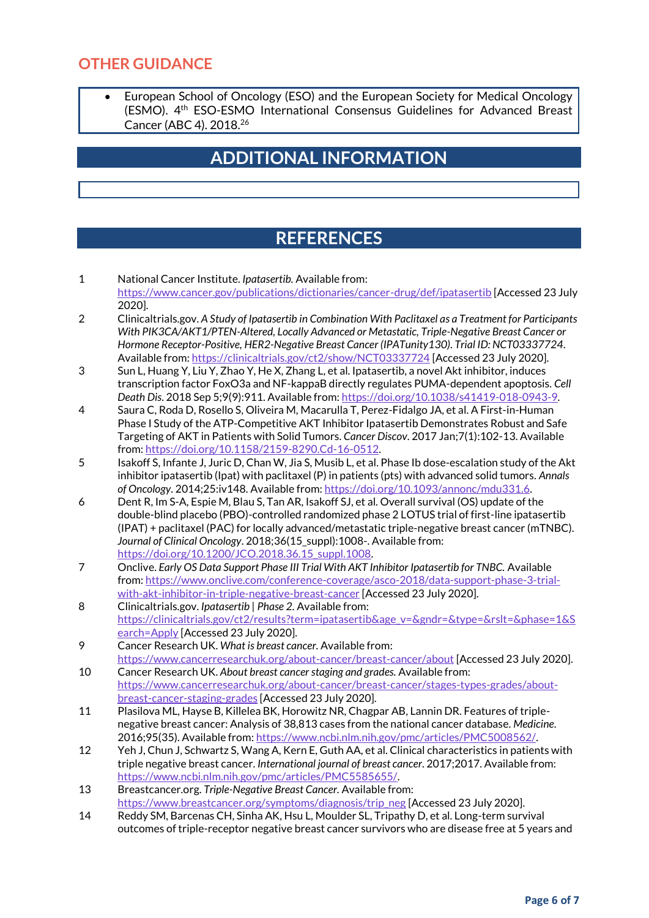## OTHER GUIDANCE

- European School of Oncology (ESO) and the European Society for Medical Oncology (ESMO). 4th ESO-ESMO International Consensus Guidelines for Advanced Breast Cancer (ABC 4). 2018.[26]

## ADDITIONAL INFORMATION

## REFERENCES

1. National Cancer Institute. *Ipatasertib.* Available from: https://www.cancer.gov/publications/dictionaries/cancer-drug/def/ipatasertib [Accessed 23 July 2020].
2. Clinicaltrials.gov. *A Study of Ipatasertib in Combination With Paclitaxel as a Treatment for Participants With PIK3CA/AKT1/PTEN-Altered, Locally Advanced or Metastatic, Triple-Negative Breast Cancer or Hormone Receptor-Positive, HER2-Negative Breast Cancer (IPATunity130). Trial ID: NCT03337724.* Available from: https://clinicaltrials.gov/ct2/show/NCT03337724 [Accessed 23 July 2020].
3. Sun L, Huang Y, Liu Y, Zhao Y, He X, Zhang L, et al. Ipatasertib, a novel Akt inhibitor, induces transcription factor FoxO3a and NF-kappaB directly regulates PUMA-dependent apoptosis. *Cell Death Dis.* 2018 Sep 5;9(9):911. Available from: https://doi.org/10.1038/s41419-018-0943-9.
4. Saura C, Roda D, Rosello S, Oliveira M, Macarulla T, Perez-Fidalgo JA, et al. A First-in-Human Phase I Study of the ATP-Competitive AKT Inhibitor Ipatasertib Demonstrates Robust and Safe Targeting of AKT in Patients with Solid Tumors. *Cancer Discov*. 2017 Jan;7(1):102-13. Available from: https://doi.org/10.1158/2159-8290.Cd-16-0512.
5. Isakoff S, Infante J, Juric D, Chan W, Jia S, Musib L, et al. Phase Ib dose-escalation study of the Akt inhibitor ipatasertib (Ipat) with paclitaxel (P) in patients (pts) with advanced solid tumors. *Annals of Oncology*. 2014;25:iv148. Available from: https://doi.org/10.1093/annonc/mdu331.6.
6. Dent R, Im S-A, Espie M, Blau S, Tan AR, Isakoff SJ, et al. Overall survival (OS) update of the double-blind placebo (PBO)-controlled randomized phase 2 LOTUS trial of first-line ipatasertib (IPAT) + paclitaxel (PAC) for locally advanced/metastatic triple-negative breast cancer (mTNBC). *Journal of Clinical Oncology*. 2018;36(15_suppl):1008-. Available from: https://doi.org/10.1200/JCO.2018.36.15_suppl.1008.
7. Onclive. *Early OS Data Support Phase III Trial With AKT Inhibitor Ipatasertib for TNBC.* Available from: https://www.onclive.com/conference-coverage/asco-2018/data-support-phase-3-trial-with-akt-inhibitor-in-triple-negative-breast-cancer [Accessed 23 July 2020].
8. Clinicaltrials.gov. *Ipatasertib | Phase 2.* Available from: https://clinicaltrials.gov/ct2/results?term=ipatasertib&age_v=&gndr=&type=&rslt=&phase=1&Search=Apply [Accessed 23 July 2020].
9. Cancer Research UK. *What is breast cancer.* Available from: https://www.cancerresearchuk.org/about-cancer/breast-cancer/about [Accessed 23 July 2020].
10. Cancer Research UK. *About breast cancer staging and grades.* Available from: https://www.cancerresearchuk.org/about-cancer/breast-cancer/stages-types-grades/about-breast-cancer-staging-grades [Accessed 23 July 2020].
11. Plasilova ML, Hayse B, Killelea BK, Horowitz NR, Chagpar AB, Lannin DR. Features of triple-negative breast cancer: Analysis of 38,813 cases from the national cancer database. *Medicine.* 2016;95(35). Available from: https://www.ncbi.nlm.nih.gov/pmc/articles/PMC5008562/.
12. Yeh J, Chun J, Schwartz S, Wang A, Kern E, Guth AA, et al. Clinical characteristics in patients with triple negative breast cancer. *International journal of breast cancer*. 2017;2017. Available from: https://www.ncbi.nlm.nih.gov/pmc/articles/PMC5585655/.
13. Breastcancer.org. *Triple-Negative Breast Cancer.* Available from: https://www.breastcancer.org/symptoms/diagnosis/trip_neg [Accessed 23 July 2020].
14. Reddy SM, Barcenas CH, Sinha AK, Hsu L, Moulder SL, Tripathy D, et al. Long-term survival outcomes of triple-receptor negative breast cancer survivors who are disease free at 5 years and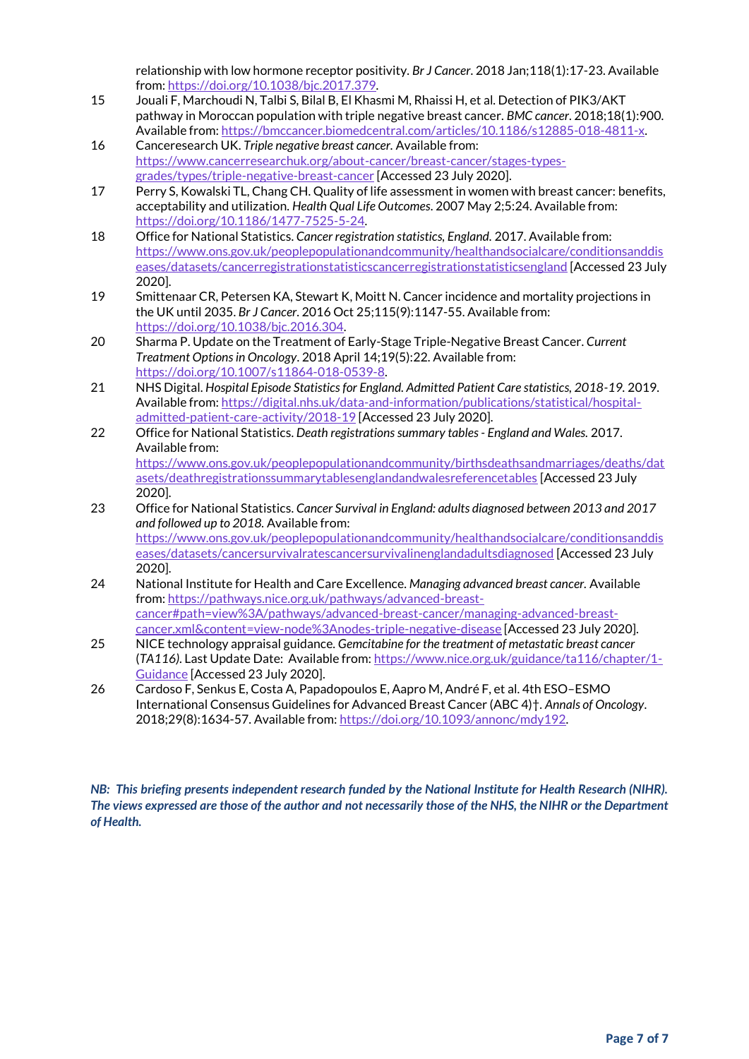relationship with low hormone receptor positivity. *Br J Cancer*. 2018 Jan;118(1):17-23. Available from: https://doi.org/10.1038/bjc.2017.379.

15. Jouali F, Marchoudi N, Talbi S, Bilal B, El Khasmi M, Rhaissi H, et al. Detection of PIK3/AKT pathway in Moroccan population with triple negative breast cancer. *BMC cancer*. 2018;18(1):900. Available from: https://bmccancer.biomedcentral.com/articles/10.1186/s12885-018-4811-x.
16. Canceresearch UK. *Triple negative breast cancer.* Available from: https://www.cancerresearchuk.org/about-cancer/breast-cancer/stages-types-grades/types/triple-negative-breast-cancer [Accessed 23 July 2020].
17. Perry S, Kowalski TL, Chang CH. Quality of life assessment in women with breast cancer: benefits, acceptability and utilization. *Health Qual Life Outcomes*. 2007 May 2;5:24. Available from: https://doi.org/10.1186/1477-7525-5-24.
18. Office for National Statistics. *Cancer registration statistics, England.* 2017. Available from: https://www.ons.gov.uk/peoplepopulationandcommunity/healthandsocialcare/conditionsanddiseases/datasets/cancerregistrationstatisticscancerregistrationstatisticsengland [Accessed 23 July 2020].
19. Smittenaar CR, Petersen KA, Stewart K, Moitt N. Cancer incidence and mortality projections in the UK until 2035. *Br J Cancer*. 2016 Oct 25;115(9):1147-55. Available from: https://doi.org/10.1038/bjc.2016.304.
20. Sharma P. Update on the Treatment of Early-Stage Triple-Negative Breast Cancer. *Current Treatment Options in Oncology*. 2018 April 14;19(5):22. Available from: https://doi.org/10.1007/s11864-018-0539-8.
21. NHS Digital. *Hospital Episode Statistics for England. Admitted Patient Care statistics, 2018-19.* 2019. Available from: https://digital.nhs.uk/data-and-information/publications/statistical/hospital-admitted-patient-care-activity/2018-19 [Accessed 23 July 2020].
22. Office for National Statistics. *Death registrations summary tables - England and Wales.* 2017. Available from: https://www.ons.gov.uk/peoplepopulationandcommunity/birthsdeathsandmarriages/deaths/datasets/deathregistrationssummarytablesenglandandwalesreferencetables [Accessed 23 July 2020].
23. Office for National Statistics. *Cancer Survival in England: adults diagnosed between 2013 and 2017 and followed up to 2018.* Available from: https://www.ons.gov.uk/peoplepopulationandcommunity/healthandsocialcare/conditionsanddiseases/datasets/cancersurvivalratescancersurvivalinenglandadultsdiagnosed [Accessed 23 July 2020].
24. National Institute for Health and Care Excellence. *Managing advanced breast cancer.* Available from: https://pathways.nice.org.uk/pathways/advanced-breast-cancer#path=view%3A/pathways/advanced-breast-cancer/managing-advanced-breast-cancer.xml&content=view-node%3Anodes-triple-negative-disease [Accessed 23 July 2020].
25. NICE technology appraisal guidance. *Gemcitabine for the treatment of metastatic breast cancer (TA116).* Last Update Date: Available from: https://www.nice.org.uk/guidance/ta116/chapter/1-Guidance [Accessed 23 July 2020].
26. Cardoso F, Senkus E, Costa A, Papadopoulos E, Aapro M, André F, et al. 4th ESO–ESMO International Consensus Guidelines for Advanced Breast Cancer (ABC 4)†. *Annals of Oncology*. 2018;29(8):1634-57. Available from: https://doi.org/10.1093/annonc/mdy192.

***NB: This briefing presents independent research funded by the National Institute for Health Research (NIHR). The views expressed are those of the author and not necessarily those of the NHS, the NIHR or the Department of Health.***